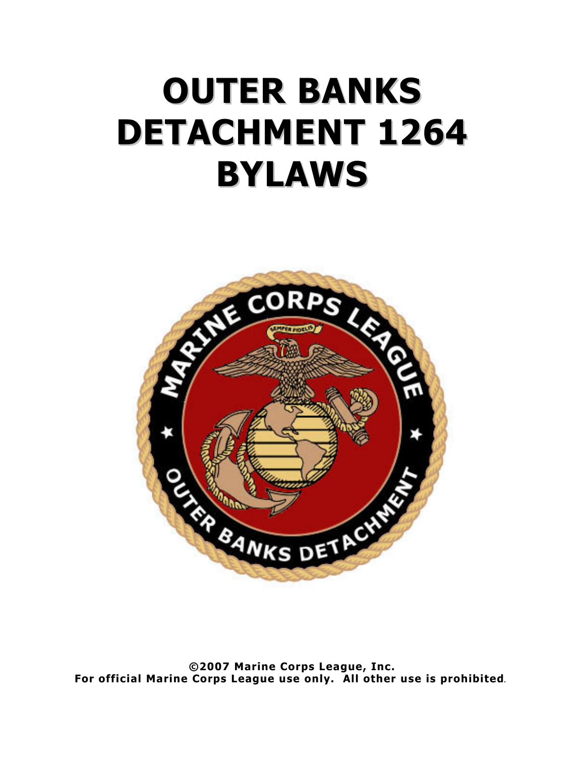# OUTER BANKS DETACHMENT 1264 BYLAWS

**©2007 Marine Corps League, Inc.**
**For official Marine Corps League use only. All other use is prohibited.**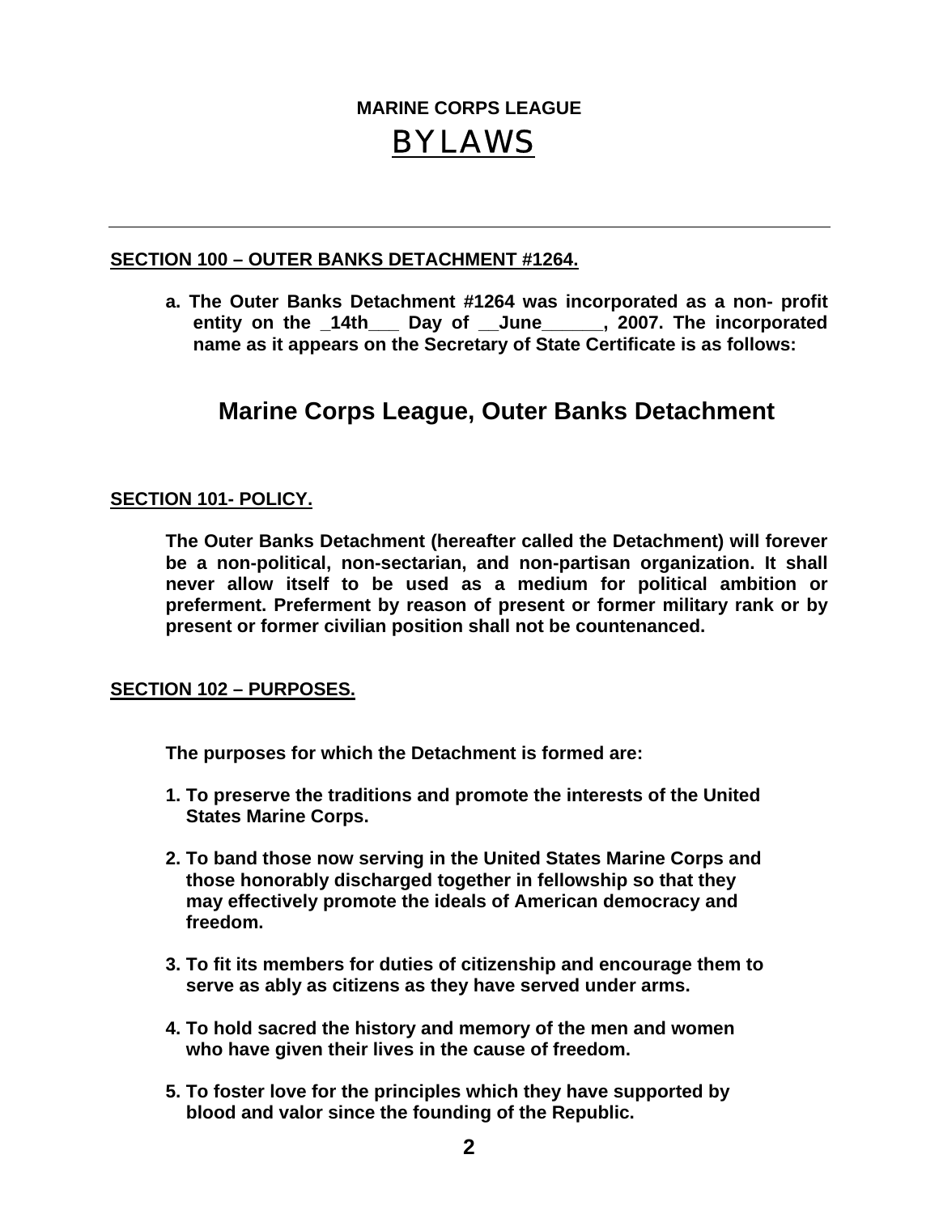# MARINE CORPS LEAGUE

# BYLAWS

---

**SECTION 100 – OUTER BANKS DETACHMENT #1264.**

**a. The Outer Banks Detachment #1264 was incorporated as a non- profit entity on the _14th___ Day of __June______, 2007. The incorporated name as it appears on the Secretary of State Certificate is as follows:**

## Marine Corps League, Outer Banks Detachment

**SECTION 101- POLICY.**

**The Outer Banks Detachment (hereafter called the Detachment) will forever be a non-political, non-sectarian, and non-partisan organization. It shall never allow itself to be used as a medium for political ambition or preferment. Preferment by reason of present or former military rank or by present or former civilian position shall not be countenanced.**

**SECTION 102 – PURPOSES.**

**The purposes for which the Detachment is formed are:**

1. **To preserve the traditions and promote the interests of the United States Marine Corps.**
2. **To band those now serving in the United States Marine Corps and those honorably discharged together in fellowship so that they may effectively promote the ideals of American democracy and freedom.**
3. **To fit its members for duties of citizenship and encourage them to serve as ably as citizens as they have served under arms.**
4. **To hold sacred the history and memory of the men and women who have given their lives in the cause of freedom.**
5. **To foster love for the principles which they have supported by blood and valor since the founding of the Republic.**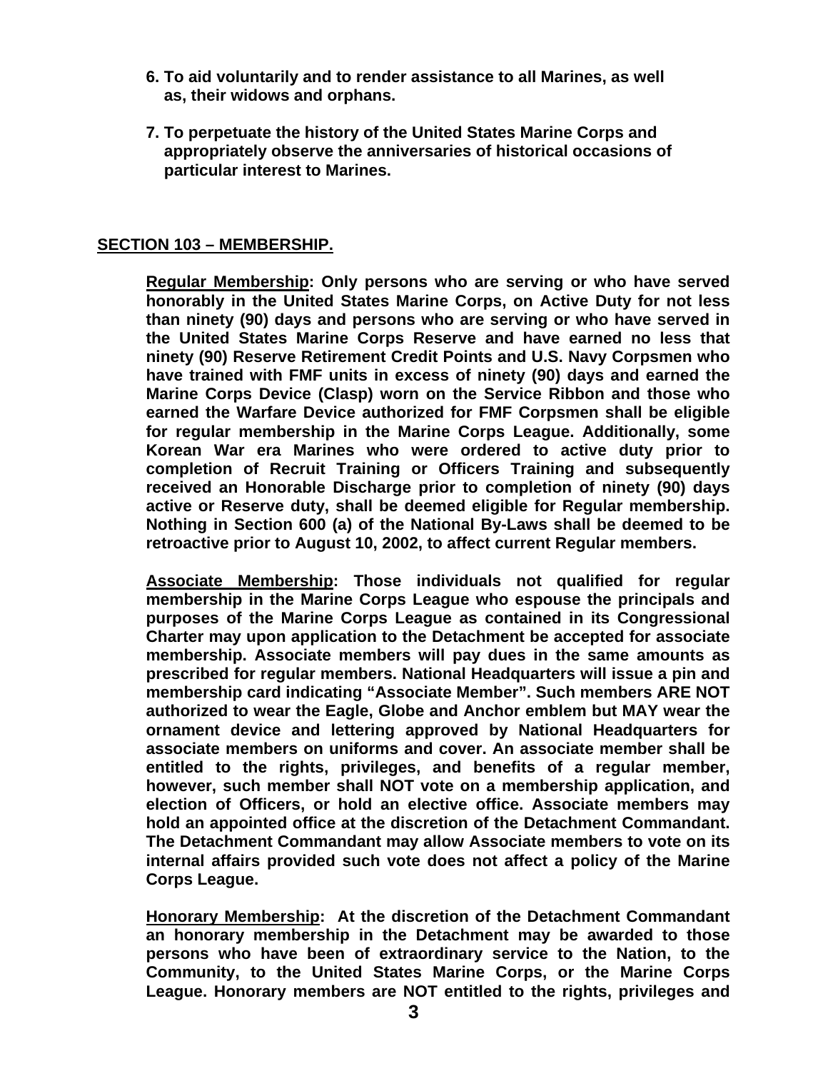6. **To aid voluntarily and to render assistance to all Marines, as well as, their widows and orphans.**

7. **To perpetuate the history of the United States Marine Corps and appropriately observe the anniversaries of historical occasions of particular interest to Marines.**

## SECTION 103 – MEMBERSHIP.

**Regular Membership: Only persons who are serving or who have served honorably in the United States Marine Corps, on Active Duty for not less than ninety (90) days and persons who are serving or who have served in the United States Marine Corps Reserve and have earned no less that ninety (90) Reserve Retirement Credit Points and U.S. Navy Corpsmen who have trained with FMF units in excess of ninety (90) days and earned the Marine Corps Device (Clasp) worn on the Service Ribbon and those who earned the Warfare Device authorized for FMF Corpsmen shall be eligible for regular membership in the Marine Corps League. Additionally, some Korean War era Marines who were ordered to active duty prior to completion of Recruit Training or Officers Training and subsequently received an Honorable Discharge prior to completion of ninety (90) days active or Reserve duty, shall be deemed eligible for Regular membership. Nothing in Section 600 (a) of the National By-Laws shall be deemed to be retroactive prior to August 10, 2002, to affect current Regular members.**

**Associate Membership: Those individuals not qualified for regular membership in the Marine Corps League who espouse the principals and purposes of the Marine Corps League as contained in its Congressional Charter may upon application to the Detachment be accepted for associate membership. Associate members will pay dues in the same amounts as prescribed for regular members. National Headquarters will issue a pin and membership card indicating "Associate Member". Such members ARE NOT authorized to wear the Eagle, Globe and Anchor emblem but MAY wear the ornament device and lettering approved by National Headquarters for associate members on uniforms and cover. An associate member shall be entitled to the rights, privileges, and benefits of a regular member, however, such member shall NOT vote on a membership application, and election of Officers, or hold an elective office. Associate members may hold an appointed office at the discretion of the Detachment Commandant. The Detachment Commandant may allow Associate members to vote on its internal affairs provided such vote does not affect a policy of the Marine Corps League.**

**Honorary Membership: At the discretion of the Detachment Commandant an honorary membership in the Detachment may be awarded to those persons who have been of extraordinary service to the Nation, to the Community, to the United States Marine Corps, or the Marine Corps League. Honorary members are NOT entitled to the rights, privileges and**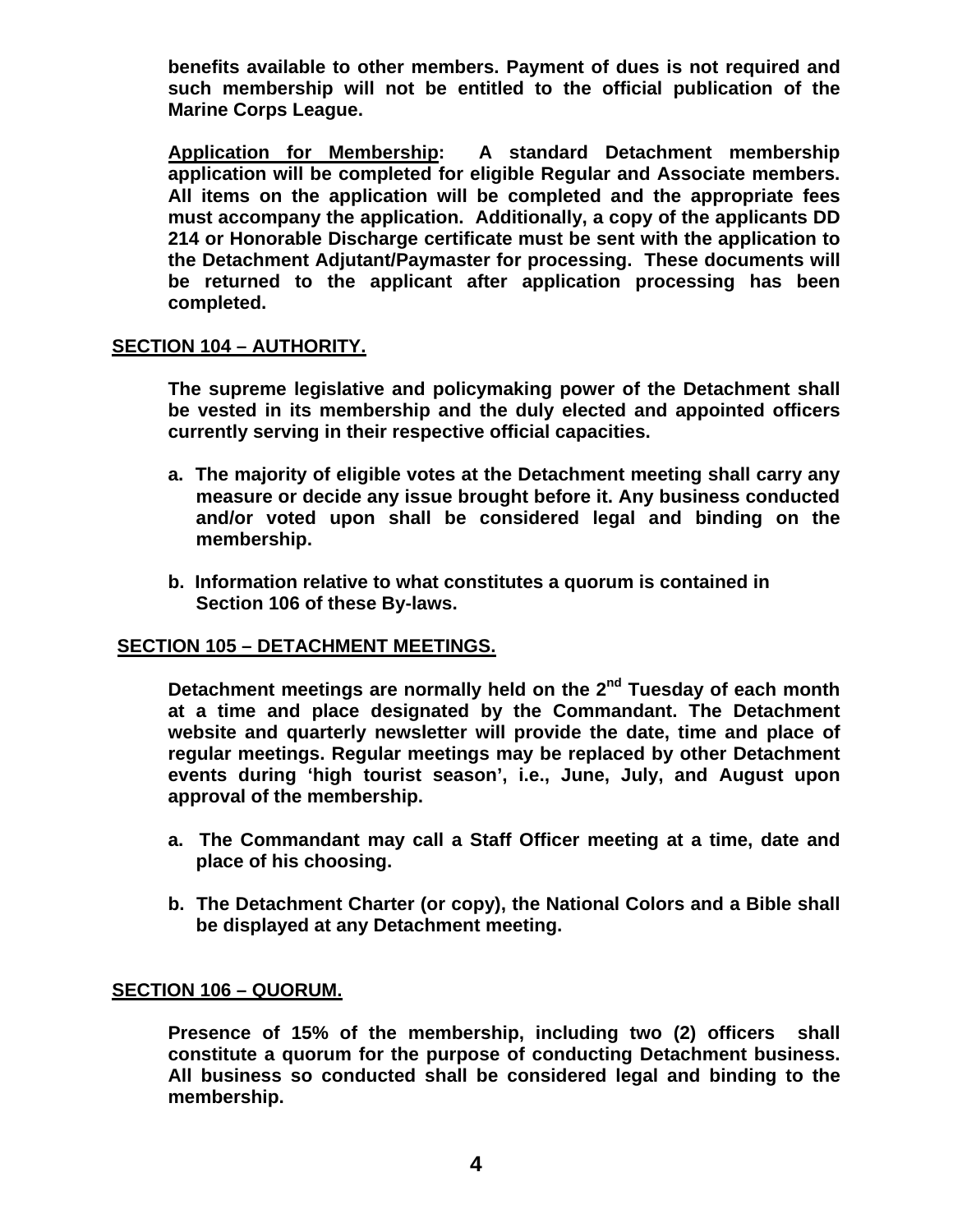**benefits available to other members. Payment of dues is not required and such membership will not be entitled to the official publication of the Marine Corps League.**

**<u>Application for Membership</u>: A standard Detachment membership application will be completed for eligible Regular and Associate members. All items on the application will be completed and the appropriate fees must accompany the application. Additionally, a copy of the applicants DD 214 or Honorable Discharge certificate must be sent with the application to the Detachment Adjutant/Paymaster for processing. These documents will be returned to the applicant after application processing has been completed.**

## <u>SECTION 104 – AUTHORITY.</u>

**The supreme legislative and policymaking power of the Detachment shall be vested in its membership and the duly elected and appointed officers currently serving in their respective official capacities.**

**a. The majority of eligible votes at the Detachment meeting shall carry any measure or decide any issue brought before it. Any business conducted and/or voted upon shall be considered legal and binding on the membership.**

**b. Information relative to what constitutes a quorum is contained in Section 106 of these By-laws.**

## <u>SECTION 105 – DETACHMENT MEETINGS.</u>

**Detachment meetings are normally held on the 2nd Tuesday of each month at a time and place designated by the Commandant. The Detachment website and quarterly newsletter will provide the date, time and place of regular meetings. Regular meetings may be replaced by other Detachment events during 'high tourist season', i.e., June, July, and August upon approval of the membership.**

**a. The Commandant may call a Staff Officer meeting at a time, date and place of his choosing.**

**b. The Detachment Charter (or copy), the National Colors and a Bible shall be displayed at any Detachment meeting.**

## <u>SECTION 106 – QUORUM.</u>

**Presence of 15% of the membership, including two (2) officers shall constitute a quorum for the purpose of conducting Detachment business. All business so conducted shall be considered legal and binding to the membership.**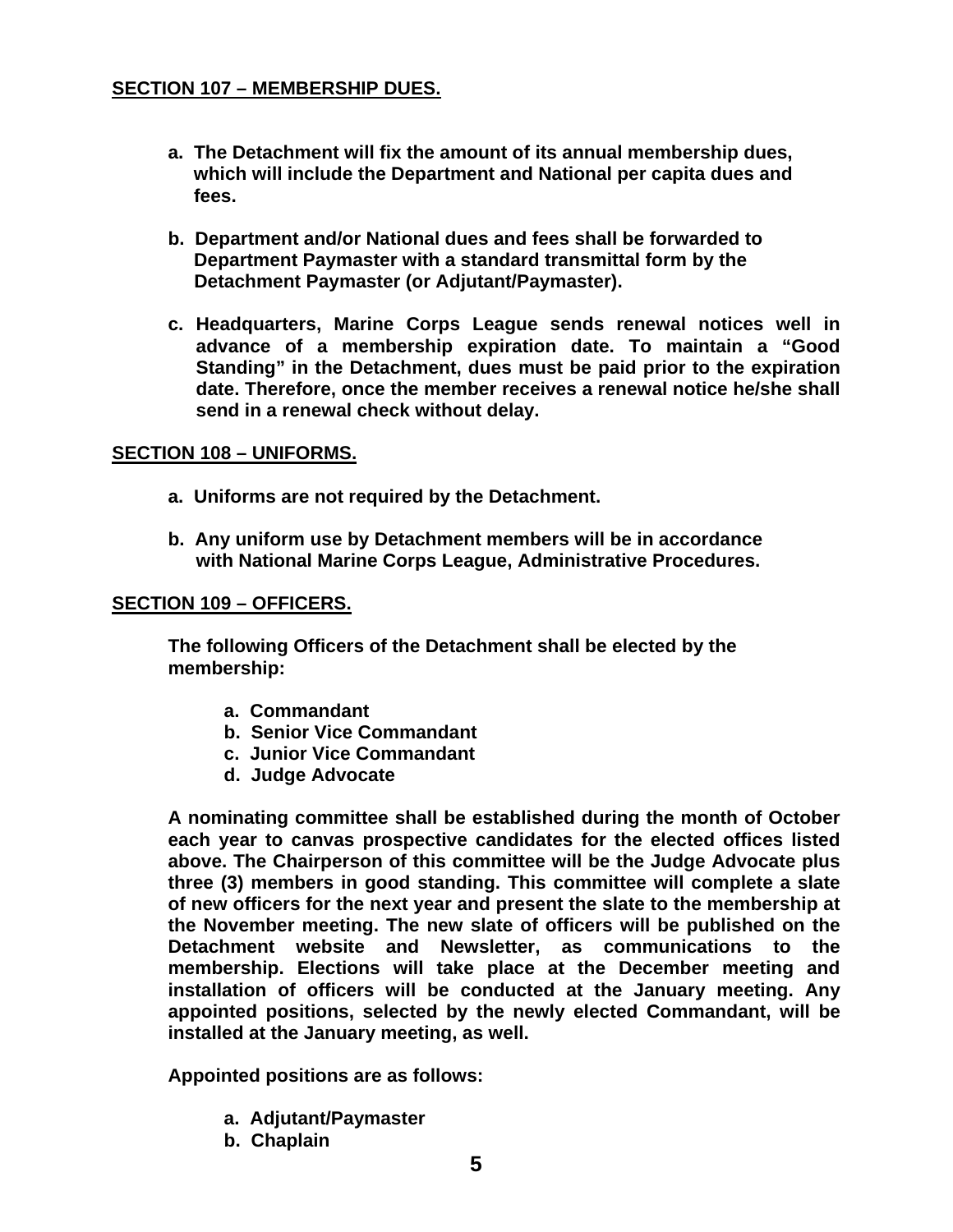## SECTION 107 – MEMBERSHIP DUES.

a. **The Detachment will fix the amount of its annual membership dues, which will include the Department and National per capita dues and fees.**

b. **Department and/or National dues and fees shall be forwarded to Department Paymaster with a standard transmittal form by the Detachment Paymaster (or Adjutant/Paymaster).**

c. **Headquarters, Marine Corps League sends renewal notices well in advance of a membership expiration date. To maintain a "Good Standing" in the Detachment, dues must be paid prior to the expiration date. Therefore, once the member receives a renewal notice he/she shall send in a renewal check without delay.**

## SECTION 108 – UNIFORMS.

a. **Uniforms are not required by the Detachment.**

b. **Any uniform use by Detachment members will be in accordance with National Marine Corps League, Administrative Procedures.**

## SECTION 109 – OFFICERS.

**The following Officers of the Detachment shall be elected by the membership:**

a. **Commandant**
b. **Senior Vice Commandant**
c. **Junior Vice Commandant**
d. **Judge Advocate**

**A nominating committee shall be established during the month of October each year to canvas prospective candidates for the elected offices listed above. The Chairperson of this committee will be the Judge Advocate plus three (3) members in good standing. This committee will complete a slate of new officers for the next year and present the slate to the membership at the November meeting. The new slate of officers will be published on the Detachment website and Newsletter, as communications to the membership. Elections will take place at the December meeting and installation of officers will be conducted at the January meeting. Any appointed positions, selected by the newly elected Commandant, will be installed at the January meeting, as well.**

**Appointed positions are as follows:**

a. **Adjutant/Paymaster**
b. **Chaplain**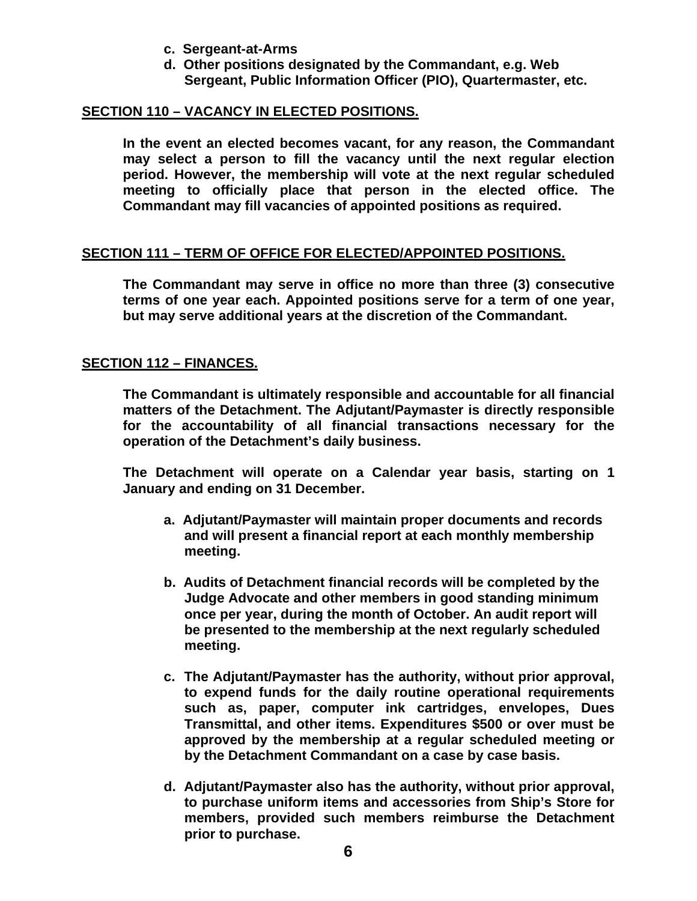**c. Sergeant-at-Arms**

**d. Other positions designated by the Commandant, e.g. Web Sergeant, Public Information Officer (PIO), Quartermaster, etc.**

## SECTION 110 – VACANCY IN ELECTED POSITIONS.

**In the event an elected becomes vacant, for any reason, the Commandant may select a person to fill the vacancy until the next regular election period. However, the membership will vote at the next regular scheduled meeting to officially place that person in the elected office. The Commandant may fill vacancies of appointed positions as required.**

## SECTION 111 – TERM OF OFFICE FOR ELECTED/APPOINTED POSITIONS.

**The Commandant may serve in office no more than three (3) consecutive terms of one year each. Appointed positions serve for a term of one year, but may serve additional years at the discretion of the Commandant.**

## SECTION 112 – FINANCES.

**The Commandant is ultimately responsible and accountable for all financial matters of the Detachment. The Adjutant/Paymaster is directly responsible for the accountability of all financial transactions necessary for the operation of the Detachment's daily business.**

**The Detachment will operate on a Calendar year basis, starting on 1 January and ending on 31 December.**

**a. Adjutant/Paymaster will maintain proper documents and records and will present a financial report at each monthly membership meeting.**

**b. Audits of Detachment financial records will be completed by the Judge Advocate and other members in good standing minimum once per year, during the month of October. An audit report will be presented to the membership at the next regularly scheduled meeting.**

**c. The Adjutant/Paymaster has the authority, without prior approval, to expend funds for the daily routine operational requirements such as, paper, computer ink cartridges, envelopes, Dues Transmittal, and other items. Expenditures $500 or over must be approved by the membership at a regular scheduled meeting or by the Detachment Commandant on a case by case basis.**

**d. Adjutant/Paymaster also has the authority, without prior approval, to purchase uniform items and accessories from Ship's Store for members, provided such members reimburse the Detachment prior to purchase.**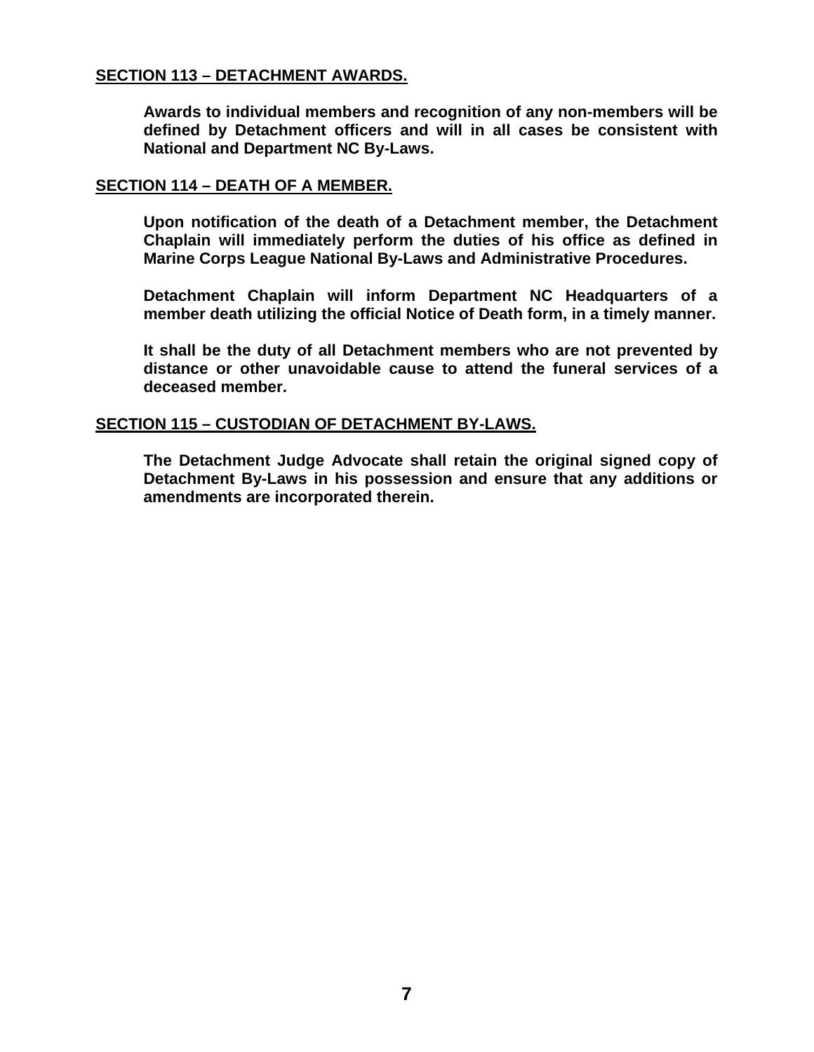**SECTION 113 – DETACHMENT AWARDS.**

**Awards to individual members and recognition of any non-members will be defined by Detachment officers and will in all cases be consistent with National and Department NC By-Laws.**

**SECTION 114 – DEATH OF A MEMBER.**

**Upon notification of the death of a Detachment member, the Detachment Chaplain will immediately perform the duties of his office as defined in Marine Corps League National By-Laws and Administrative Procedures.**

**Detachment Chaplain will inform Department NC Headquarters of a member death utilizing the official Notice of Death form, in a timely manner.**

**It shall be the duty of all Detachment members who are not prevented by distance or other unavoidable cause to attend the funeral services of a deceased member.**

**SECTION 115 – CUSTODIAN OF DETACHMENT BY-LAWS.**

**The Detachment Judge Advocate shall retain the original signed copy of Detachment By-Laws in his possession and ensure that any additions or amendments are incorporated therein.**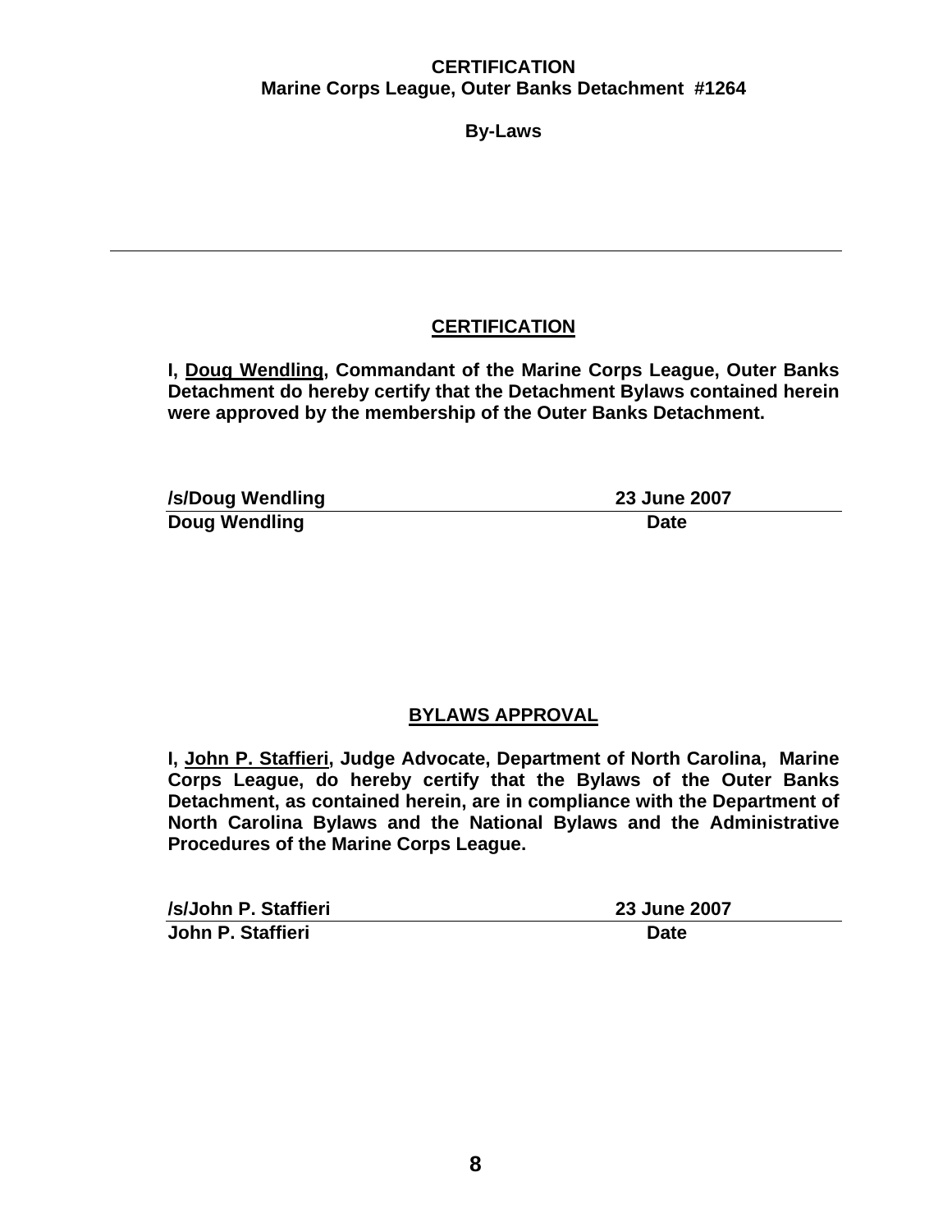**CERTIFICATION**
**Marine Corps League, Outer Banks Detachment #1264**

**By-Laws**

---

## CERTIFICATION

**I, Doug Wendling, Commandant of the Marine Corps League, Outer Banks Detachment do hereby certify that the Detachment Bylaws contained herein were approved by the membership of the Outer Banks Detachment.**

| | |
|---|---|
| **/s/Doug Wendling** | **23 June 2007** |
| **Doug Wendling** | **Date** |

## BYLAWS APPROVAL

**I, John P. Staffieri, Judge Advocate, Department of North Carolina, Marine Corps League, do hereby certify that the Bylaws of the Outer Banks Detachment, as contained herein, are in compliance with the Department of North Carolina Bylaws and the National Bylaws and the Administrative Procedures of the Marine Corps League.**

| | |
|---|---|
| **/s/John P. Staffieri** | **23 June 2007** |
| **John P. Staffieri** | **Date** |